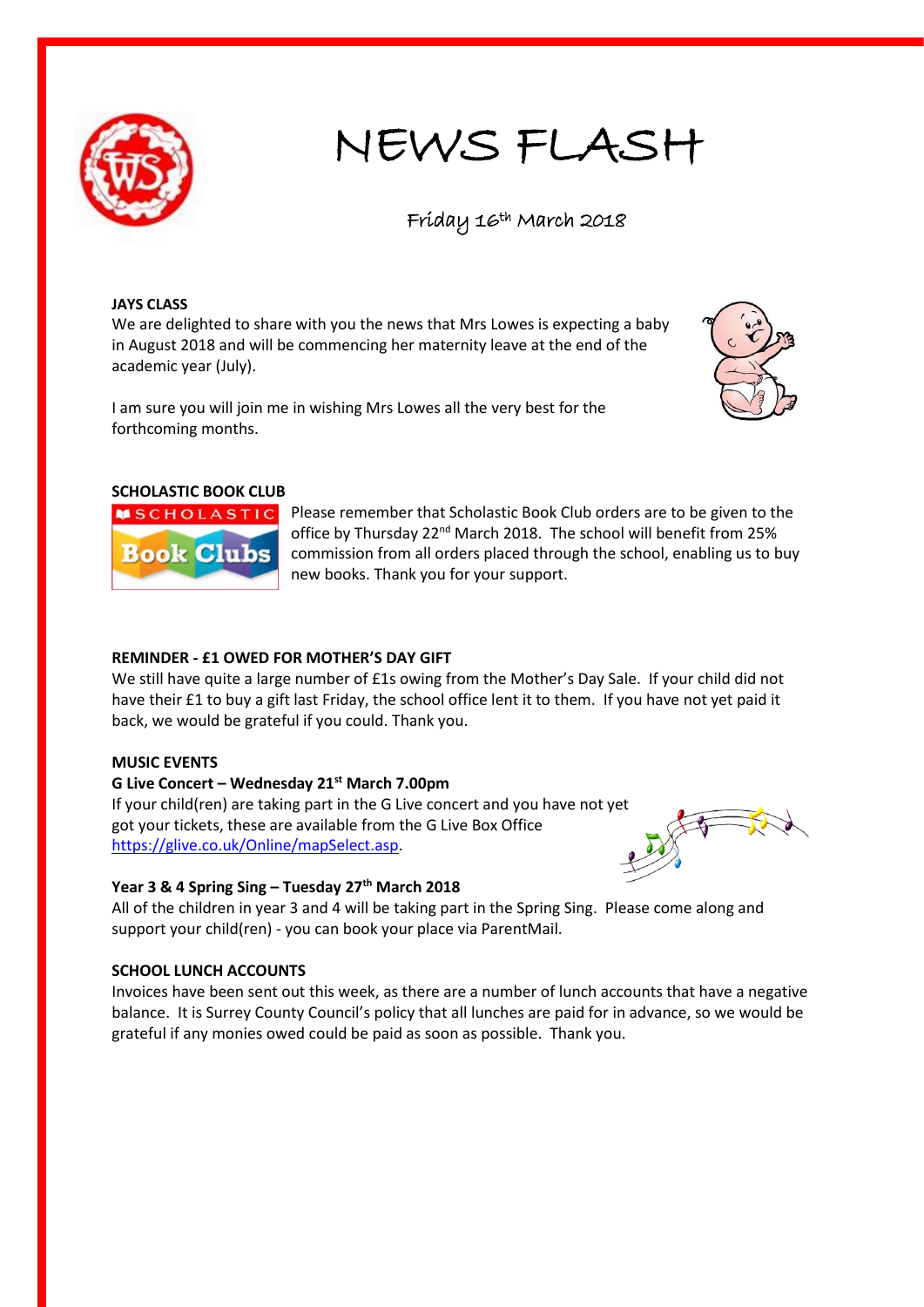# NEWS FLASH

Friday 16th March 2018

**JAYS CLASS**

We are delighted to share with you the news that Mrs Lowes is expecting a baby in August 2018 and will be commencing her maternity leave at the end of the academic year (July).

I am sure you will join me in wishing Mrs Lowes all the very best for the forthcoming months.

**SCHOLASTIC BOOK CLUB**

Please remember that Scholastic Book Club orders are to be given to the office by Thursday 22nd March 2018. The school will benefit from 25% commission from all orders placed through the school, enabling us to buy new books. Thank you for your support.

**REMINDER - £1 OWED FOR MOTHER'S DAY GIFT**

We still have quite a large number of £1s owing from the Mother's Day Sale. If your child did not have their £1 to buy a gift last Friday, the school office lent it to them. If you have not yet paid it back, we would be grateful if you could. Thank you.

**MUSIC EVENTS**

**G Live Concert – Wednesday 21st March 7.00pm**

If your child(ren) are taking part in the G Live concert and you have not yet got your tickets, these are available from the G Live Box Office https://glive.co.uk/Online/mapSelect.asp.

**Year 3 & 4 Spring Sing – Tuesday 27th March 2018**

All of the children in year 3 and 4 will be taking part in the Spring Sing. Please come along and support your child(ren) - you can book your place via ParentMail.

**SCHOOL LUNCH ACCOUNTS**

Invoices have been sent out this week, as there are a number of lunch accounts that have a negative balance. It is Surrey County Council's policy that all lunches are paid for in advance, so we would be grateful if any monies owed could be paid as soon as possible. Thank you.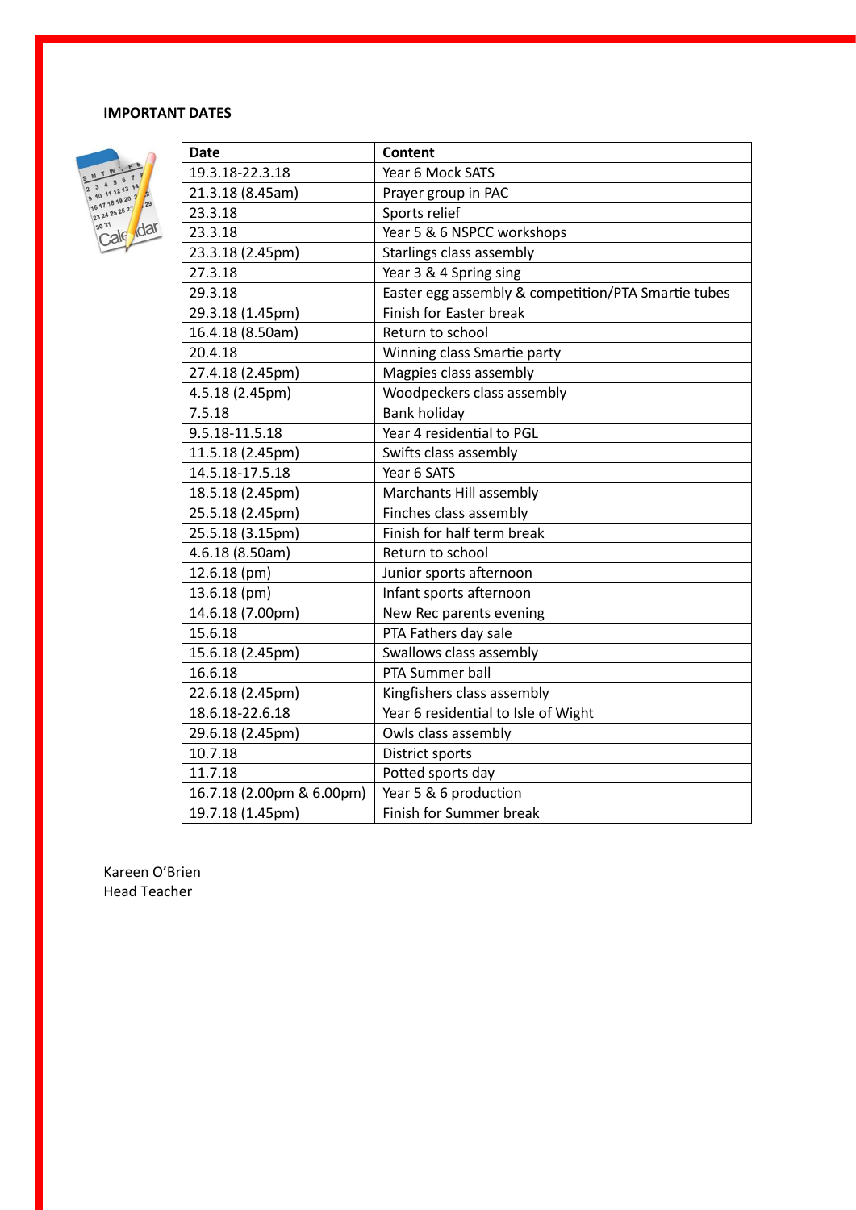**IMPORTANT DATES**

| Date | Content |
|---|---|
| 19.3.18-22.3.18 | Year 6 Mock SATS |
| 21.3.18 (8.45am) | Prayer group in PAC |
| 23.3.18 | Sports relief |
| 23.3.18 | Year 5 & 6 NSPCC workshops |
| 23.3.18 (2.45pm) | Starlings class assembly |
| 27.3.18 | Year 3 & 4 Spring sing |
| 29.3.18 | Easter egg assembly & competition/PTA Smartie tubes |
| 29.3.18 (1.45pm) | Finish for Easter break |
| 16.4.18 (8.50am) | Return to school |
| 20.4.18 | Winning class Smartie party |
| 27.4.18 (2.45pm) | Magpies class assembly |
| 4.5.18 (2.45pm) | Woodpeckers class assembly |
| 7.5.18 | Bank holiday |
| 9.5.18-11.5.18 | Year 4 residential to PGL |
| 11.5.18 (2.45pm) | Swifts class assembly |
| 14.5.18-17.5.18 | Year 6 SATS |
| 18.5.18 (2.45pm) | Marchants Hill assembly |
| 25.5.18 (2.45pm) | Finches class assembly |
| 25.5.18 (3.15pm) | Finish for half term break |
| 4.6.18 (8.50am) | Return to school |
| 12.6.18 (pm) | Junior sports afternoon |
| 13.6.18 (pm) | Infant sports afternoon |
| 14.6.18 (7.00pm) | New Rec parents evening |
| 15.6.18 | PTA Fathers day sale |
| 15.6.18 (2.45pm) | Swallows class assembly |
| 16.6.18 | PTA Summer ball |
| 22.6.18 (2.45pm) | Kingfishers class assembly |
| 18.6.18-22.6.18 | Year 6 residential to Isle of Wight |
| 29.6.18 (2.45pm) | Owls class assembly |
| 10.7.18 | District sports |
| 11.7.18 | Potted sports day |
| 16.7.18 (2.00pm & 6.00pm) | Year 5 & 6 production |
| 19.7.18 (1.45pm) | Finish for Summer break |

Kareen O'Brien
Head Teacher